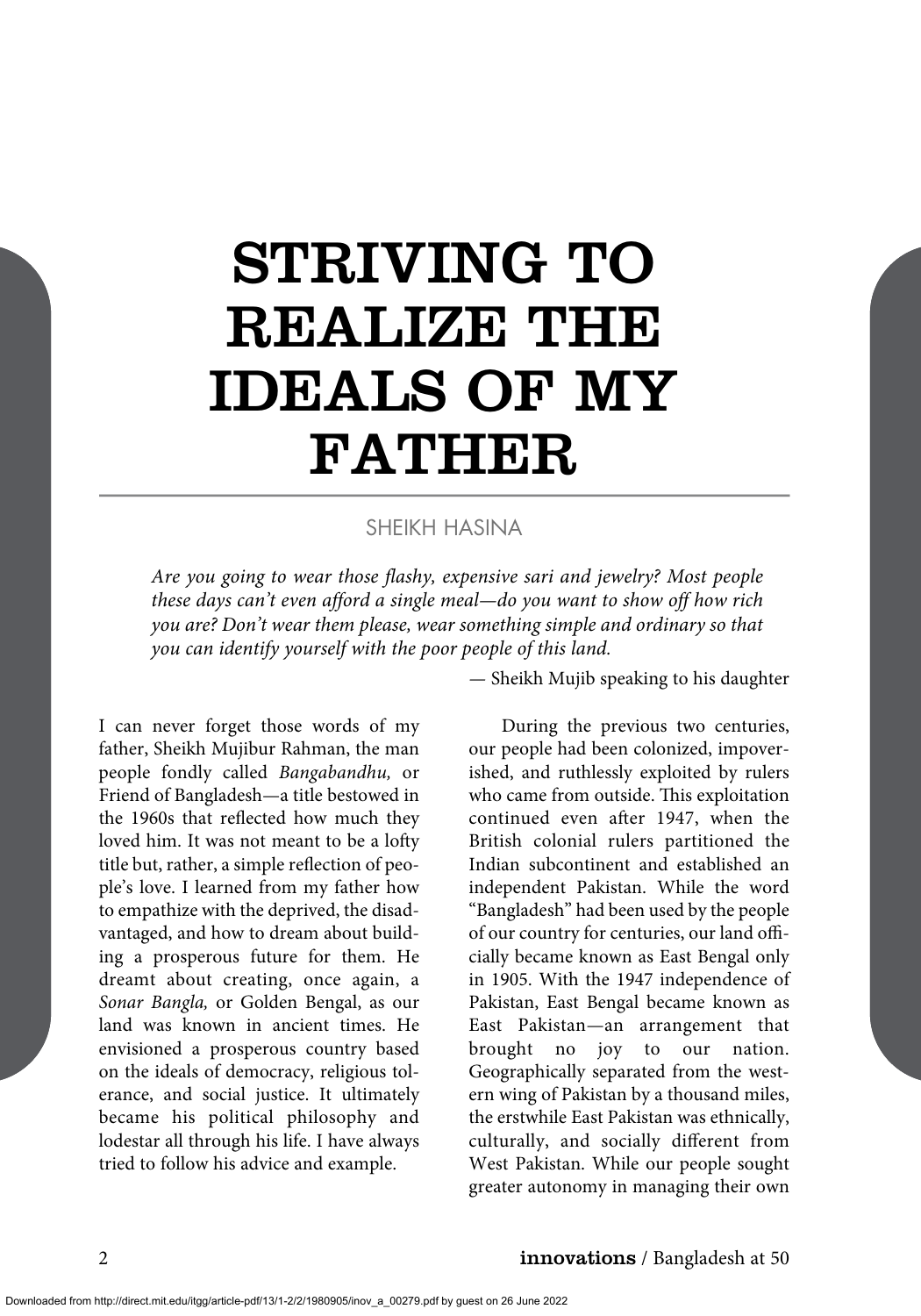# STRIVING TO REALIZE THE IDEALS OF MY FATHER

SHEIKH HASINA

*Are you going to wear those flashy, expensive sari and jewelry? Most people these days can't even afford a single meal—do you want to show off how rich you are? Don't wear them please, wear something simple and ordinary so that you can identify yourself with the poor people of this land.*

— Sheikh Mujib speaking to his daughter

I can never forget those words of my father, Sheikh Mujibur Rahman, the man people fondly called *Bangabandhu,* or Friend of Bangladesh—a title bestowed in the 1960s that reflected how much they loved him. It was not meant to be a lofty title but, rather, a simple reflection of people's love. I learned from my father how to empathize with the deprived, the disadvantaged, and how to dream about building a prosperous future for them. He dreamt about creating, once again, a *Sonar Bangla,* or Golden Bengal, as our land was known in ancient times. He envisioned a prosperous country based on the ideals of democracy, religious tolerance, and social justice. It ultimately became his political philosophy and lodestar all through his life. I have always tried to follow his advice and example.

During the previous two centuries, our people had been colonized, impoverished, and ruthlessly exploited by rulers who came from outside. This exploitation continued even after 1947, when the British colonial rulers partitioned the Indian subcontinent and established an independent Pakistan. While the word "Bangladesh" had been used by the people of our country for centuries, our land officially became known as East Bengal only in 1905. With the 1947 independence of Pakistan, East Bengal became known as East Pakistan—an arrangement that brought no joy to our nation. Geographically separated from the western wing of Pakistan by a thousand miles, the erstwhile East Pakistan was ethnically, culturally, and socially different from West Pakistan. While our people sought greater autonomy in managing their own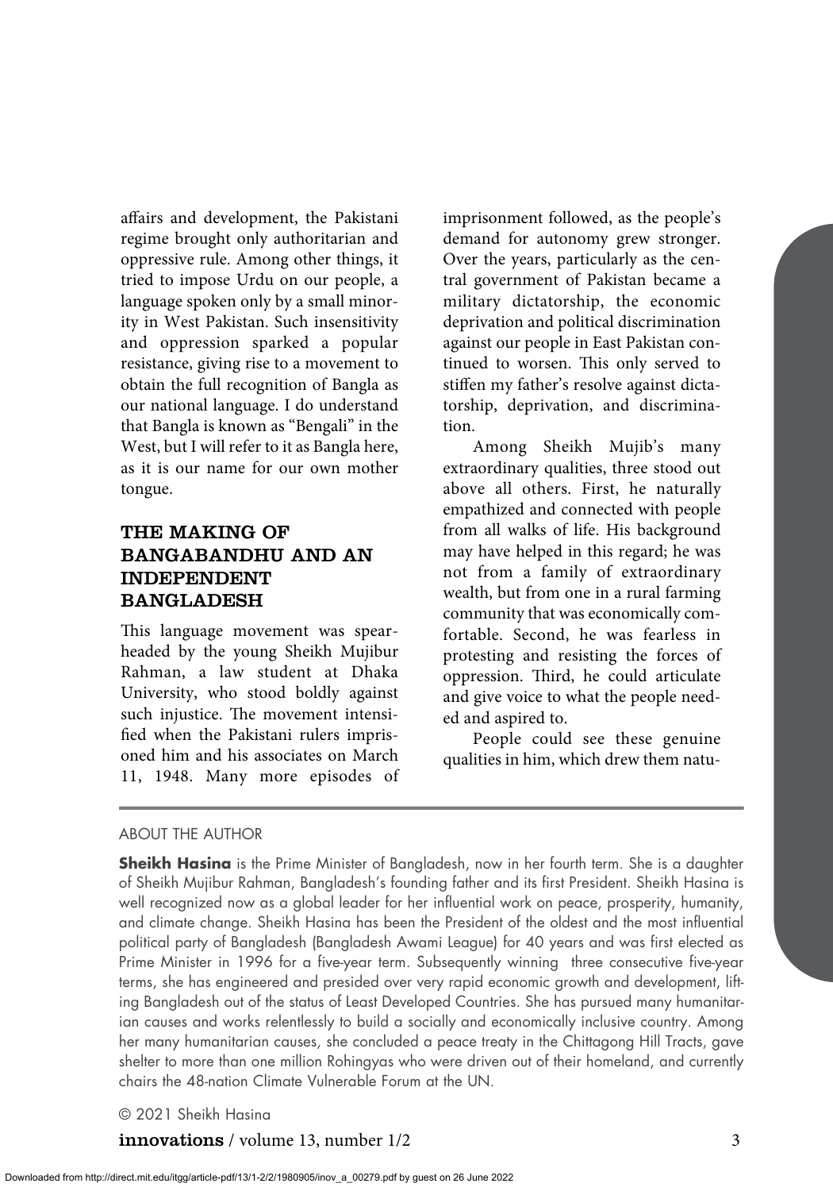affairs and development, the Pakistani regime brought only authoritarian and oppressive rule. Among other things, it tried to impose Urdu on our people, a language spoken only by a small minority in West Pakistan. Such insensitivity and oppression sparked a popular resistance, giving rise to a movement to obtain the full recognition of Bangla as our national language. I do understand that Bangla is known as "Bengali" in the West, but I will refer to it as Bangla here, as it is our name for our own mother tongue.

## THE MAKING OF BANGABANDHU AND AN INDEPENDENT BANGLADESH

This language movement was spearheaded by the young Sheikh Mujibur Rahman, a law student at Dhaka University, who stood boldly against such injustice. The movement intensified when the Pakistani rulers imprisoned him and his associates on March 11, 1948. Many more episodes of imprisonment followed, as the people's demand for autonomy grew stronger. Over the years, particularly as the central government of Pakistan became a military dictatorship, the economic deprivation and political discrimination against our people in East Pakistan continued to worsen. This only served to stiffen my father's resolve against dictatorship, deprivation, and discrimination.

Among Sheikh Mujib's many extraordinary qualities, three stood out above all others. First, he naturally empathized and connected with people from all walks of life. His background may have helped in this regard; he was not from a family of extraordinary wealth, but from one in a rural farming community that was economically comfortable. Second, he was fearless in protesting and resisting the forces of oppression. Third, he could articulate and give voice to what the people needed and aspired to.

People could see these genuine qualities in him, which drew them natu-

ABOUT THE AUTHOR

**Sheikh Hasina** is the Prime Minister of Bangladesh, now in her fourth term. She is a daughter of Sheikh Mujibur Rahman, Bangladesh's founding father and its first President. Sheikh Hasina is well recognized now as a global leader for her influential work on peace, prosperity, humanity, and climate change. Sheikh Hasina has been the President of the oldest and the most influential political party of Bangladesh (Bangladesh Awami League) for 40 years and was first elected as Prime Minister in 1996 for a five-year term. Subsequently winning three consecutive five-year terms, she has engineered and presided over very rapid economic growth and development, lifting Bangladesh out of the status of Least Developed Countries. She has pursued many humanitarian causes and works relentlessly to build a socially and economically inclusive country. Among her many humanitarian causes, she concluded a peace treaty in the Chittagong Hill Tracts, gave shelter to more than one million Rohingyas who were driven out of their homeland, and currently chairs the 48-nation Climate Vulnerable Forum at the UN.

© 2021 Sheikh Hasina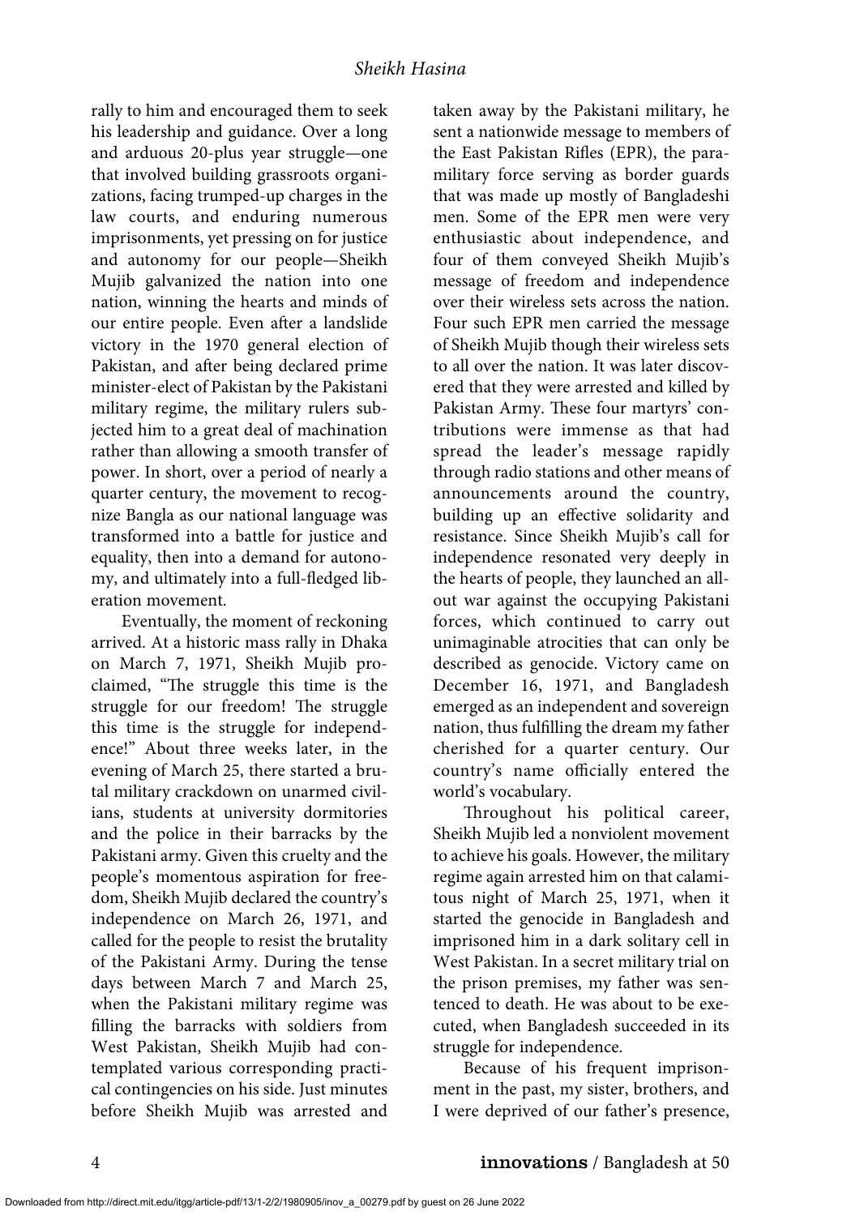rally to him and encouraged them to seek his leadership and guidance. Over a long and arduous 20-plus year struggle—one that involved building grassroots organizations, facing trumped-up charges in the law courts, and enduring numerous imprisonments, yet pressing on for justice and autonomy for our people—Sheikh Mujib galvanized the nation into one nation, winning the hearts and minds of our entire people. Even after a landslide victory in the 1970 general election of Pakistan, and after being declared prime minister-elect of Pakistan by the Pakistani military regime, the military rulers subjected him to a great deal of machination rather than allowing a smooth transfer of power. In short, over a period of nearly a quarter century, the movement to recognize Bangla as our national language was transformed into a battle for justice and equality, then into a demand for autonomy, and ultimately into a full-fledged liberation movement.

Eventually, the moment of reckoning arrived. At a historic mass rally in Dhaka on March 7, 1971, Sheikh Mujib proclaimed, "The struggle this time is the struggle for our freedom! The struggle this time is the struggle for independence!" About three weeks later, in the evening of March 25, there started a brutal military crackdown on unarmed civilians, students at university dormitories and the police in their barracks by the Pakistani army. Given this cruelty and the people's momentous aspiration for freedom, Sheikh Mujib declared the country's independence on March 26, 1971, and called for the people to resist the brutality of the Pakistani Army. During the tense days between March 7 and March 25, when the Pakistani military regime was filling the barracks with soldiers from West Pakistan, Sheikh Mujib had contemplated various corresponding practical contingencies on his side. Just minutes before Sheikh Mujib was arrested and taken away by the Pakistani military, he sent a nationwide message to members of the East Pakistan Rifles (EPR), the paramilitary force serving as border guards that was made up mostly of Bangladeshi men. Some of the EPR men were very enthusiastic about independence, and four of them conveyed Sheikh Mujib's message of freedom and independence over their wireless sets across the nation. Four such EPR men carried the message of Sheikh Mujib though their wireless sets to all over the nation. It was later discovered that they were arrested and killed by Pakistan Army. These four martyrs' contributions were immense as that had spread the leader's message rapidly through radio stations and other means of announcements around the country, building up an effective solidarity and resistance. Since Sheikh Mujib's call for independence resonated very deeply in the hearts of people, they launched an all-out war against the occupying Pakistani forces, which continued to carry out unimaginable atrocities that can only be described as genocide. Victory came on December 16, 1971, and Bangladesh emerged as an independent and sovereign nation, thus fulfilling the dream my father cherished for a quarter century. Our country's name officially entered the world's vocabulary.

Throughout his political career, Sheikh Mujib led a nonviolent movement to achieve his goals. However, the military regime again arrested him on that calamitous night of March 25, 1971, when it started the genocide in Bangladesh and imprisoned him in a dark solitary cell in West Pakistan. In a secret military trial on the prison premises, my father was sentenced to death. He was about to be executed, when Bangladesh succeeded in its struggle for independence.

Because of his frequent imprisonment in the past, my sister, brothers, and I were deprived of our father's presence,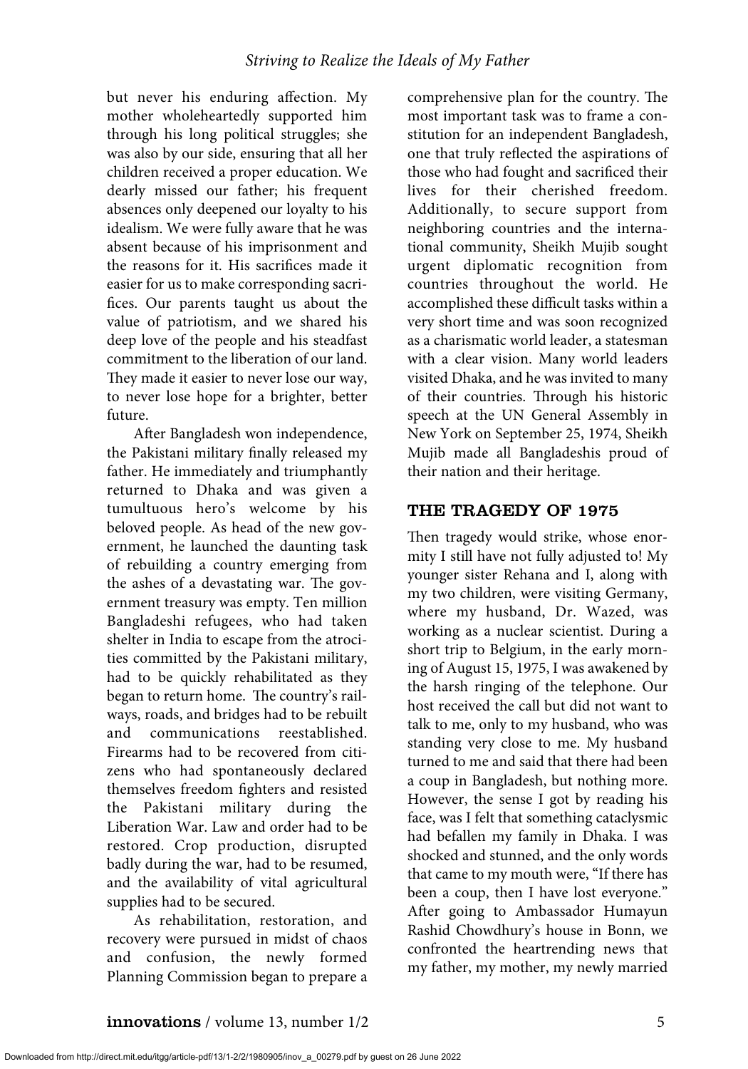but never his enduring affection. My mother wholeheartedly supported him through his long political struggles; she was also by our side, ensuring that all her children received a proper education. We dearly missed our father; his frequent absences only deepened our loyalty to his idealism. We were fully aware that he was absent because of his imprisonment and the reasons for it. His sacrifices made it easier for us to make corresponding sacrifices. Our parents taught us about the value of patriotism, and we shared his deep love of the people and his steadfast commitment to the liberation of our land. They made it easier to never lose our way, to never lose hope for a brighter, better future.

After Bangladesh won independence, the Pakistani military finally released my father. He immediately and triumphantly returned to Dhaka and was given a tumultuous hero's welcome by his beloved people. As head of the new government, he launched the daunting task of rebuilding a country emerging from the ashes of a devastating war. The government treasury was empty. Ten million Bangladeshi refugees, who had taken shelter in India to escape from the atrocities committed by the Pakistani military, had to be quickly rehabilitated as they began to return home. The country's railways, roads, and bridges had to be rebuilt and communications reestablished. Firearms had to be recovered from citizens who had spontaneously declared themselves freedom fighters and resisted the Pakistani military during the Liberation War. Law and order had to be restored. Crop production, disrupted badly during the war, had to be resumed, and the availability of vital agricultural supplies had to be secured.

As rehabilitation, restoration, and recovery were pursued in midst of chaos and confusion, the newly formed Planning Commission began to prepare a comprehensive plan for the country. The most important task was to frame a constitution for an independent Bangladesh, one that truly reflected the aspirations of those who had fought and sacrificed their lives for their cherished freedom. Additionally, to secure support from neighboring countries and the international community, Sheikh Mujib sought urgent diplomatic recognition from countries throughout the world. He accomplished these difficult tasks within a very short time and was soon recognized as a charismatic world leader, a statesman with a clear vision. Many world leaders visited Dhaka, and he was invited to many of their countries. Through his historic speech at the UN General Assembly in New York on September 25, 1974, Sheikh Mujib made all Bangladeshis proud of their nation and their heritage.

## THE TRAGEDY OF 1975

Then tragedy would strike, whose enormity I still have not fully adjusted to! My younger sister Rehana and I, along with my two children, were visiting Germany, where my husband, Dr. Wazed, was working as a nuclear scientist. During a short trip to Belgium, in the early morning of August 15, 1975, I was awakened by the harsh ringing of the telephone. Our host received the call but did not want to talk to me, only to my husband, who was standing very close to me. My husband turned to me and said that there had been a coup in Bangladesh, but nothing more. However, the sense I got by reading his face, was I felt that something cataclysmic had befallen my family in Dhaka. I was shocked and stunned, and the only words that came to my mouth were, "If there has been a coup, then I have lost everyone." After going to Ambassador Humayun Rashid Chowdhury's house in Bonn, we confronted the heartrending news that my father, my mother, my newly married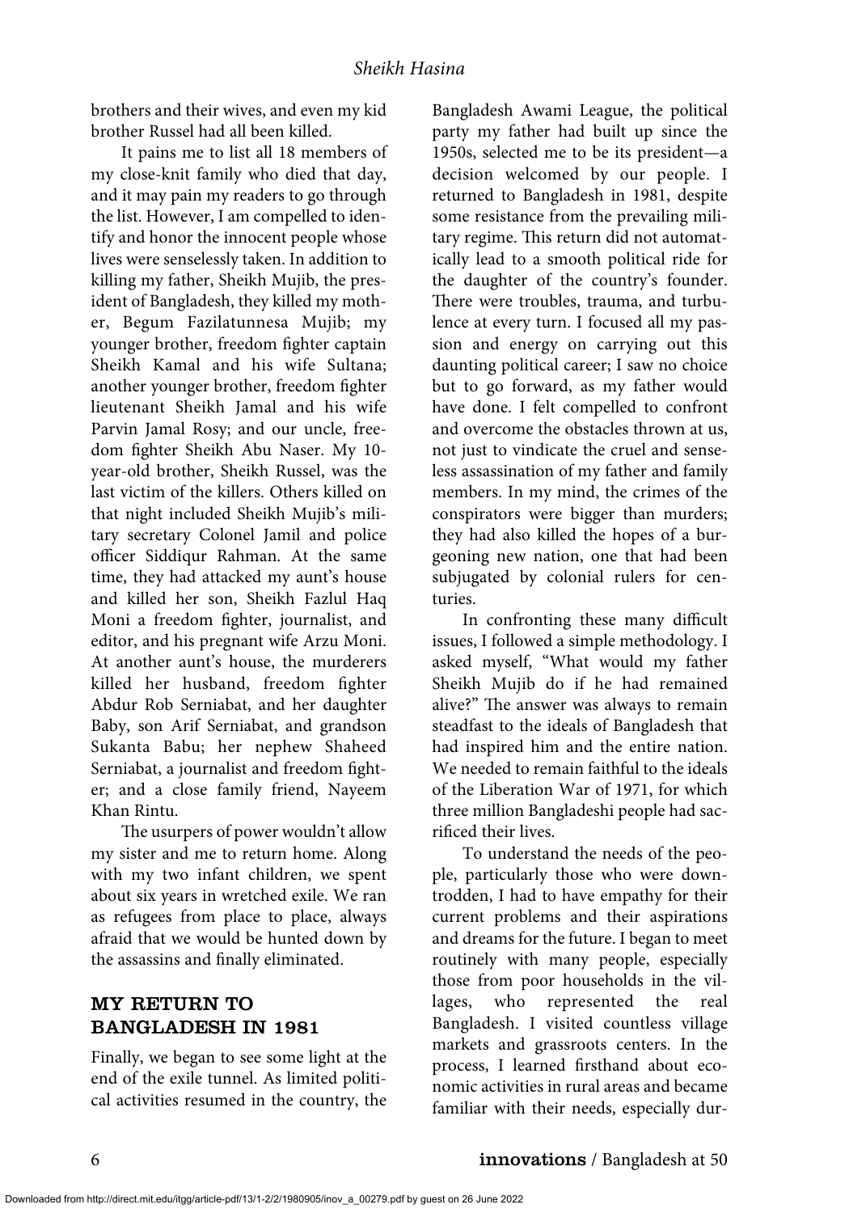brothers and their wives, and even my kid brother Russel had all been killed.

It pains me to list all 18 members of my close-knit family who died that day, and it may pain my readers to go through the list. However, I am compelled to identify and honor the innocent people whose lives were senselessly taken. In addition to killing my father, Sheikh Mujib, the president of Bangladesh, they killed my mother, Begum Fazilatunnesa Mujib; my younger brother, freedom fighter captain Sheikh Kamal and his wife Sultana; another younger brother, freedom fighter lieutenant Sheikh Jamal and his wife Parvin Jamal Rosy; and our uncle, freedom fighter Sheikh Abu Naser. My 10-year-old brother, Sheikh Russel, was the last victim of the killers. Others killed on that night included Sheikh Mujib's military secretary Colonel Jamil and police officer Siddiqur Rahman. At the same time, they had attacked my aunt's house and killed her son, Sheikh Fazlul Haq Moni a freedom fighter, journalist, and editor, and his pregnant wife Arzu Moni. At another aunt's house, the murderers killed her husband, freedom fighter Abdur Rob Serniabat, and her daughter Baby, son Arif Serniabat, and grandson Sukanta Babu; her nephew Shaheed Serniabat, a journalist and freedom fighter; and a close family friend, Nayeem Khan Rintu.

The usurpers of power wouldn't allow my sister and me to return home. Along with my two infant children, we spent about six years in wretched exile. We ran as refugees from place to place, always afraid that we would be hunted down by the assassins and finally eliminated.

## MY RETURN TO BANGLADESH IN 1981

Finally, we began to see some light at the end of the exile tunnel. As limited political activities resumed in the country, the Bangladesh Awami League, the political party my father had built up since the 1950s, selected me to be its president—a decision welcomed by our people. I returned to Bangladesh in 1981, despite some resistance from the prevailing military regime. This return did not automatically lead to a smooth political ride for the daughter of the country's founder. There were troubles, trauma, and turbulence at every turn. I focused all my passion and energy on carrying out this daunting political career; I saw no choice but to go forward, as my father would have done. I felt compelled to confront and overcome the obstacles thrown at us, not just to vindicate the cruel and senseless assassination of my father and family members. In my mind, the crimes of the conspirators were bigger than murders; they had also killed the hopes of a burgeoning new nation, one that had been subjugated by colonial rulers for centuries.

In confronting these many difficult issues, I followed a simple methodology. I asked myself, "What would my father Sheikh Mujib do if he had remained alive?" The answer was always to remain steadfast to the ideals of Bangladesh that had inspired him and the entire nation. We needed to remain faithful to the ideals of the Liberation War of 1971, for which three million Bangladeshi people had sacrificed their lives.

To understand the needs of the people, particularly those who were downtrodden, I had to have empathy for their current problems and their aspirations and dreams for the future. I began to meet routinely with many people, especially those from poor households in the villages, who represented the real Bangladesh. I visited countless village markets and grassroots centers. In the process, I learned firsthand about economic activities in rural areas and became familiar with their needs, especially dur-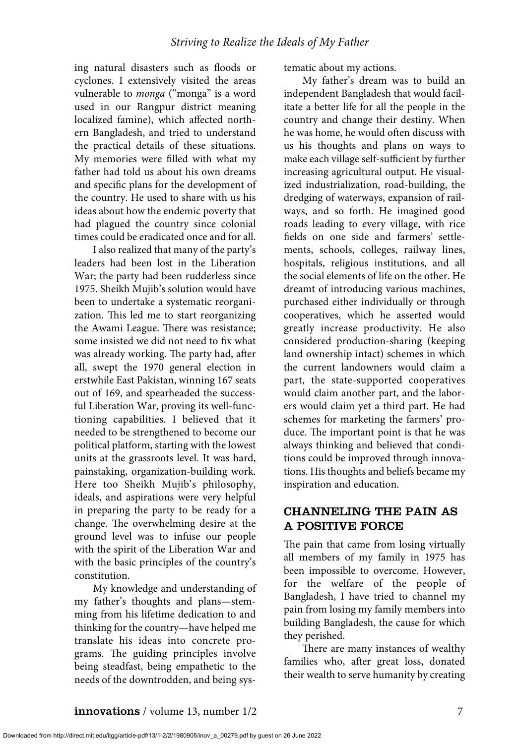ing natural disasters such as floods or cyclones. I extensively visited the areas vulnerable to *monga* ("monga" is a word used in our Rangpur district meaning localized famine), which affected northern Bangladesh, and tried to understand the practical details of these situations. My memories were filled with what my father had told us about his own dreams and specific plans for the development of the country. He used to share with us his ideas about how the endemic poverty that had plagued the country since colonial times could be eradicated once and for all.

I also realized that many of the party's leaders had been lost in the Liberation War; the party had been rudderless since 1975. Sheikh Mujib's solution would have been to undertake a systematic reorganization. This led me to start reorganizing the Awami League. There was resistance; some insisted we did not need to fix what was already working. The party had, after all, swept the 1970 general election in erstwhile East Pakistan, winning 167 seats out of 169, and spearheaded the successful Liberation War, proving its well-functioning capabilities. I believed that it needed to be strengthened to become our political platform, starting with the lowest units at the grassroots level. It was hard, painstaking, organization-building work. Here too Sheikh Mujib's philosophy, ideals, and aspirations were very helpful in preparing the party to be ready for a change. The overwhelming desire at the ground level was to infuse our people with the spirit of the Liberation War and with the basic principles of the country's constitution.

My knowledge and understanding of my father's thoughts and plans—stemming from his lifetime dedication to and thinking for the country—have helped me translate his ideas into concrete programs. The guiding principles involve being steadfast, being empathetic to the needs of the downtrodden, and being systematic about my actions.

My father's dream was to build an independent Bangladesh that would facilitate a better life for all the people in the country and change their destiny. When he was home, he would often discuss with us his thoughts and plans on ways to make each village self-sufficient by further increasing agricultural output. He visualized industrialization, road-building, the dredging of waterways, expansion of railways, and so forth. He imagined good roads leading to every village, with rice fields on one side and farmers' settlements, schools, colleges, railway lines, hospitals, religious institutions, and all the social elements of life on the other. He dreamt of introducing various machines, purchased either individually or through cooperatives, which he asserted would greatly increase productivity. He also considered production-sharing (keeping land ownership intact) schemes in which the current landowners would claim a part, the state-supported cooperatives would claim another part, and the laborers would claim yet a third part. He had schemes for marketing the farmers' produce. The important point is that he was always thinking and believed that conditions could be improved through innovations. His thoughts and beliefs became my inspiration and education.

## CHANNELING THE PAIN AS A POSITIVE FORCE

The pain that came from losing virtually all members of my family in 1975 has been impossible to overcome. However, for the welfare of the people of Bangladesh, I have tried to channel my pain from losing my family members into building Bangladesh, the cause for which they perished.

There are many instances of wealthy families who, after great loss, donated their wealth to serve humanity by creating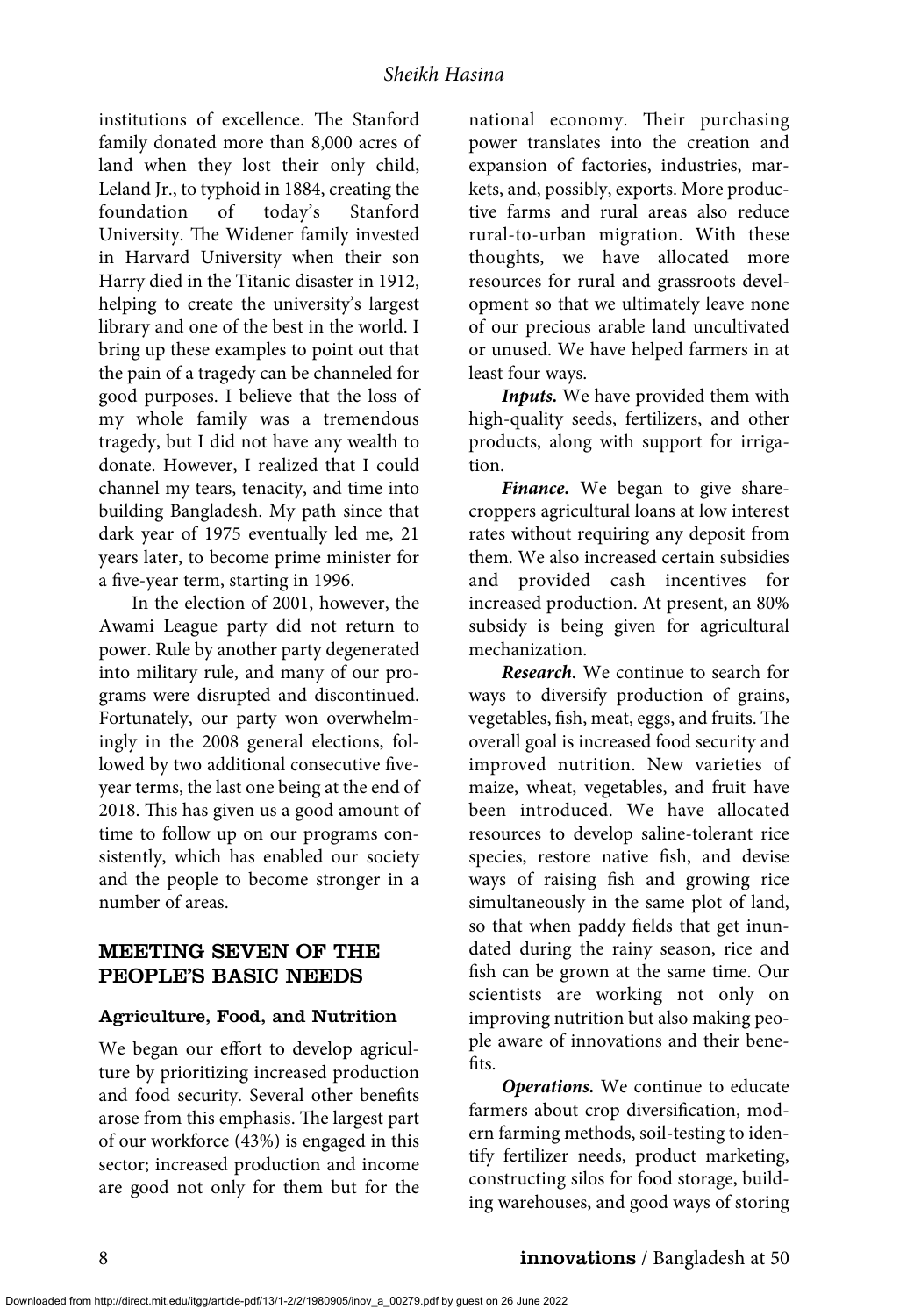institutions of excellence. The Stanford family donated more than 8,000 acres of land when they lost their only child, Leland Jr., to typhoid in 1884, creating the foundation of today's Stanford University. The Widener family invested in Harvard University when their son Harry died in the Titanic disaster in 1912, helping to create the university's largest library and one of the best in the world. I bring up these examples to point out that the pain of a tragedy can be channeled for good purposes. I believe that the loss of my whole family was a tremendous tragedy, but I did not have any wealth to donate. However, I realized that I could channel my tears, tenacity, and time into building Bangladesh. My path since that dark year of 1975 eventually led me, 21 years later, to become prime minister for a five-year term, starting in 1996.

In the election of 2001, however, the Awami League party did not return to power. Rule by another party degenerated into military rule, and many of our programs were disrupted and discontinued. Fortunately, our party won overwhelmingly in the 2008 general elections, followed by two additional consecutive five-year terms, the last one being at the end of 2018. This has given us a good amount of time to follow up on our programs consistently, which has enabled our society and the people to become stronger in a number of areas.

## MEETING SEVEN OF THE PEOPLE'S BASIC NEEDS

### Agriculture, Food, and Nutrition

We began our effort to develop agriculture by prioritizing increased production and food security. Several other benefits arose from this emphasis. The largest part of our workforce (43%) is engaged in this sector; increased production and income are good not only for them but for the national economy. Their purchasing power translates into the creation and expansion of factories, industries, markets, and, possibly, exports. More productive farms and rural areas also reduce rural-to-urban migration. With these thoughts, we have allocated more resources for rural and grassroots development so that we ultimately leave none of our precious arable land uncultivated or unused. We have helped farmers in at least four ways.

***Inputs.*** We have provided them with high-quality seeds, fertilizers, and other products, along with support for irrigation.

***Finance.*** We began to give sharecroppers agricultural loans at low interest rates without requiring any deposit from them. We also increased certain subsidies and provided cash incentives for increased production. At present, an 80% subsidy is being given for agricultural mechanization.

***Research.*** We continue to search for ways to diversify production of grains, vegetables, fish, meat, eggs, and fruits. The overall goal is increased food security and improved nutrition. New varieties of maize, wheat, vegetables, and fruit have been introduced. We have allocated resources to develop saline-tolerant rice species, restore native fish, and devise ways of raising fish and growing rice simultaneously in the same plot of land, so that when paddy fields that get inundated during the rainy season, rice and fish can be grown at the same time. Our scientists are working not only on improving nutrition but also making people aware of innovations and their benefits.

***Operations.*** We continue to educate farmers about crop diversification, modern farming methods, soil-testing to identify fertilizer needs, product marketing, constructing silos for food storage, building warehouses, and good ways of storing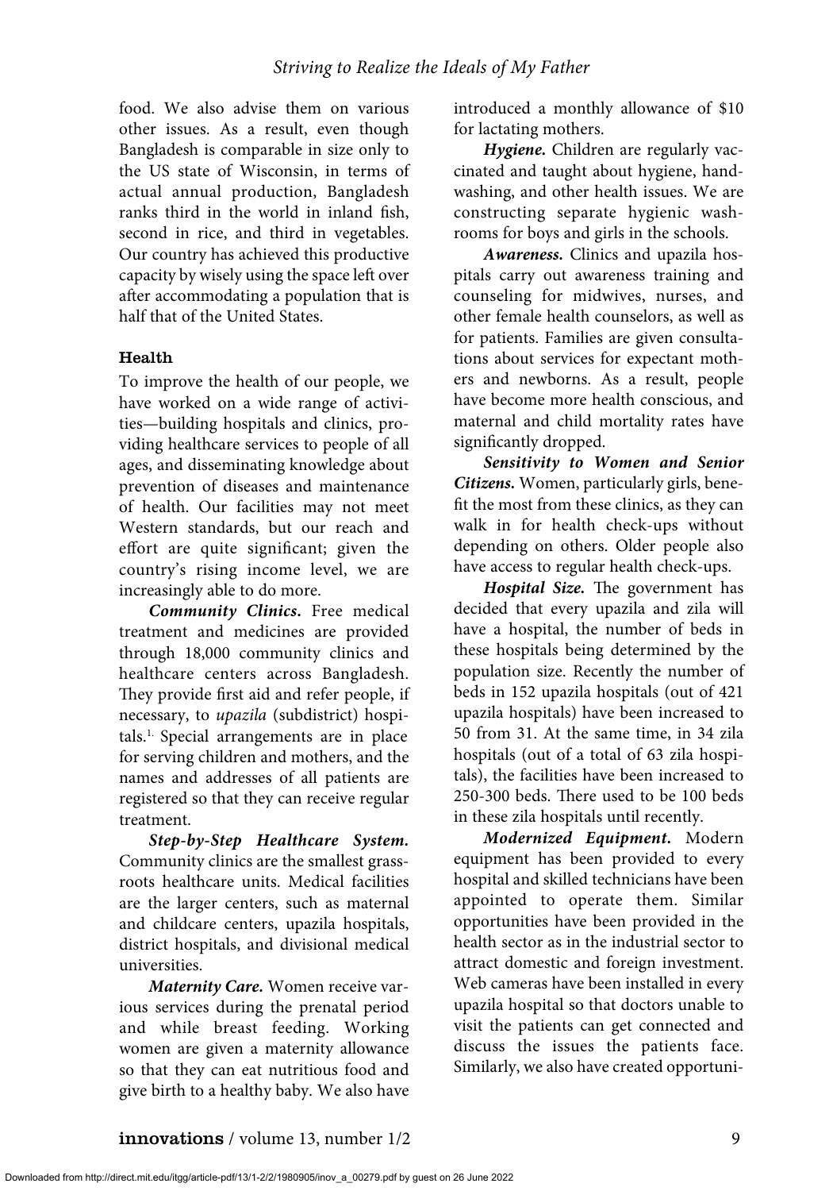food. We also advise them on various other issues. As a result, even though Bangladesh is comparable in size only to the US state of Wisconsin, in terms of actual annual production, Bangladesh ranks third in the world in inland fish, second in rice, and third in vegetables. Our country has achieved this productive capacity by wisely using the space left over after accommodating a population that is half that of the United States.

## Health

To improve the health of our people, we have worked on a wide range of activities—building hospitals and clinics, providing healthcare services to people of all ages, and disseminating knowledge about prevention of diseases and maintenance of health. Our facilities may not meet Western standards, but our reach and effort are quite significant; given the country's rising income level, we are increasingly able to do more.

***Community Clinics.*** Free medical treatment and medicines are provided through 18,000 community clinics and healthcare centers across Bangladesh. They provide first aid and refer people, if necessary, to *upazila* (subdistrict) hospitals.[1] Special arrangements are in place for serving children and mothers, and the names and addresses of all patients are registered so that they can receive regular treatment.

***Step-by-Step Healthcare System.*** Community clinics are the smallest grassroots healthcare units. Medical facilities are the larger centers, such as maternal and childcare centers, upazila hospitals, district hospitals, and divisional medical universities.

***Maternity Care.*** Women receive various services during the prenatal period and while breast feeding. Working women are given a maternity allowance so that they can eat nutritious food and give birth to a healthy baby. We also have introduced a monthly allowance of $10 for lactating mothers.

***Hygiene.*** Children are regularly vaccinated and taught about hygiene, handwashing, and other health issues. We are constructing separate hygienic washrooms for boys and girls in the schools.

***Awareness.*** Clinics and upazila hospitals carry out awareness training and counseling for midwives, nurses, and other female health counselors, as well as for patients. Families are given consultations about services for expectant mothers and newborns. As a result, people have become more health conscious, and maternal and child mortality rates have significantly dropped.

***Sensitivity to Women and Senior Citizens.*** Women, particularly girls, benefit the most from these clinics, as they can walk in for health check-ups without depending on others. Older people also have access to regular health check-ups.

***Hospital Size.*** The government has decided that every upazila and zila will have a hospital, the number of beds in these hospitals being determined by the population size. Recently the number of beds in 152 upazila hospitals (out of 421 upazila hospitals) have been increased to 50 from 31. At the same time, in 34 zila hospitals (out of a total of 63 zila hospitals), the facilities have been increased to 250-300 beds. There used to be 100 beds in these zila hospitals until recently.

***Modernized Equipment.*** Modern equipment has been provided to every hospital and skilled technicians have been appointed to operate them. Similar opportunities have been provided in the health sector as in the industrial sector to attract domestic and foreign investment. Web cameras have been installed in every upazila hospital so that doctors unable to visit the patients can get connected and discuss the issues the patients face. Similarly, we also have created opportuni-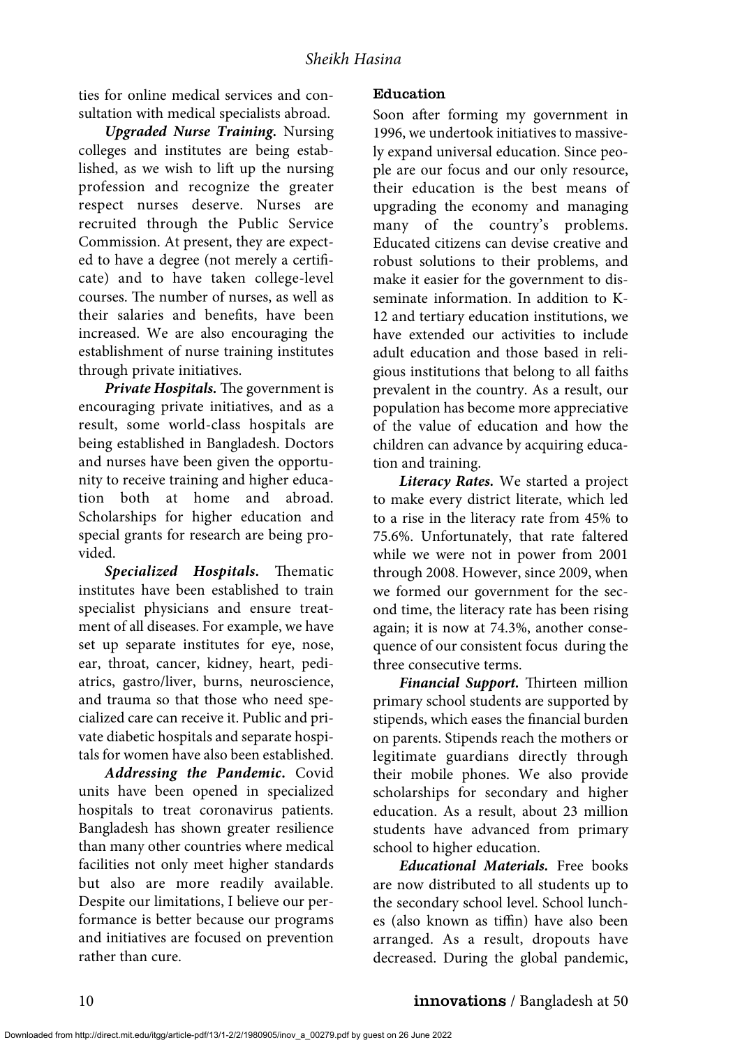ties for online medical services and consultation with medical specialists abroad.

***Upgraded Nurse Training.*** Nursing colleges and institutes are being established, as we wish to lift up the nursing profession and recognize the greater respect nurses deserve. Nurses are recruited through the Public Service Commission. At present, they are expected to have a degree (not merely a certificate) and to have taken college-level courses. The number of nurses, as well as their salaries and benefits, have been increased. We are also encouraging the establishment of nurse training institutes through private initiatives.

***Private Hospitals.*** The government is encouraging private initiatives, and as a result, some world-class hospitals are being established in Bangladesh. Doctors and nurses have been given the opportunity to receive training and higher education both at home and abroad. Scholarships for higher education and special grants for research are being provided.

***Specialized Hospitals.*** Thematic institutes have been established to train specialist physicians and ensure treatment of all diseases. For example, we have set up separate institutes for eye, nose, ear, throat, cancer, kidney, heart, pediatrics, gastro/liver, burns, neuroscience, and trauma so that those who need specialized care can receive it. Public and private diabetic hospitals and separate hospitals for women have also been established.

***Addressing the Pandemic.*** Covid units have been opened in specialized hospitals to treat coronavirus patients. Bangladesh has shown greater resilience than many other countries where medical facilities not only meet higher standards but also are more readily available. Despite our limitations, I believe our performance is better because our programs and initiatives are focused on prevention rather than cure.

### Education

Soon after forming my government in 1996, we undertook initiatives to massively expand universal education. Since people are our focus and our only resource, their education is the best means of upgrading the economy and managing many of the country's problems. Educated citizens can devise creative and robust solutions to their problems, and make it easier for the government to disseminate information. In addition to K-12 and tertiary education institutions, we have extended our activities to include adult education and those based in religious institutions that belong to all faiths prevalent in the country. As a result, our population has become more appreciative of the value of education and how the children can advance by acquiring education and training.

***Literacy Rates.*** We started a project to make every district literate, which led to a rise in the literacy rate from 45% to 75.6%. Unfortunately, that rate faltered while we were not in power from 2001 through 2008. However, since 2009, when we formed our government for the second time, the literacy rate has been rising again; it is now at 74.3%, another consequence of our consistent focus during the three consecutive terms.

***Financial Support.*** Thirteen million primary school students are supported by stipends, which eases the financial burden on parents. Stipends reach the mothers or legitimate guardians directly through their mobile phones. We also provide scholarships for secondary and higher education. As a result, about 23 million students have advanced from primary school to higher education.

***Educational Materials.*** Free books are now distributed to all students up to the secondary school level. School lunches (also known as tiffin) have also been arranged. As a result, dropouts have decreased. During the global pandemic,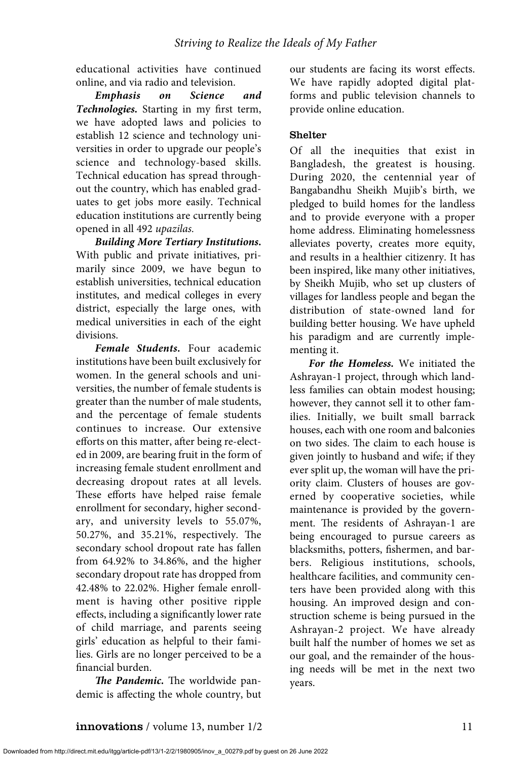educational activities have continued online, and via radio and television.

***Emphasis on Science and Technologies.*** Starting in my first term, we have adopted laws and policies to establish 12 science and technology universities in order to upgrade our people's science and technology-based skills. Technical education has spread throughout the country, which has enabled graduates to get jobs more easily. Technical education institutions are currently being opened in all 492 *upazilas.*

***Building More Tertiary Institutions.*** With public and private initiatives, primarily since 2009, we have begun to establish universities, technical education institutes, and medical colleges in every district, especially the large ones, with medical universities in each of the eight divisions.

***Female Students.*** Four academic institutions have been built exclusively for women. In the general schools and universities, the number of female students is greater than the number of male students, and the percentage of female students continues to increase. Our extensive efforts on this matter, after being re-elected in 2009, are bearing fruit in the form of increasing female student enrollment and decreasing dropout rates at all levels. These efforts have helped raise female enrollment for secondary, higher secondary, and university levels to 55.07%, 50.27%, and 35.21%, respectively. The secondary school dropout rate has fallen from 64.92% to 34.86%, and the higher secondary dropout rate has dropped from 42.48% to 22.02%. Higher female enrollment is having other positive ripple effects, including a significantly lower rate of child marriage, and parents seeing girls' education as helpful to their families. Girls are no longer perceived to be a financial burden.

***The Pandemic.*** The worldwide pandemic is affecting the whole country, but our students are facing its worst effects. We have rapidly adopted digital platforms and public television channels to provide online education.

## Shelter

Of all the inequities that exist in Bangladesh, the greatest is housing. During 2020, the centennial year of Bangabandhu Sheikh Mujib's birth, we pledged to build homes for the landless and to provide everyone with a proper home address. Eliminating homelessness alleviates poverty, creates more equity, and results in a healthier citizenry. It has been inspired, like many other initiatives, by Sheikh Mujib, who set up clusters of villages for landless people and began the distribution of state-owned land for building better housing. We have upheld his paradigm and are currently implementing it.

***For the Homeless.*** We initiated the Ashrayan-1 project, through which landless families can obtain modest housing; however, they cannot sell it to other families. Initially, we built small barrack houses, each with one room and balconies on two sides. The claim to each house is given jointly to husband and wife; if they ever split up, the woman will have the priority claim. Clusters of houses are governed by cooperative societies, while maintenance is provided by the government. The residents of Ashrayan-1 are being encouraged to pursue careers as blacksmiths, potters, fishermen, and barbers. Religious institutions, schools, healthcare facilities, and community centers have been provided along with this housing. An improved design and construction scheme is being pursued in the Ashrayan-2 project. We have already built half the number of homes we set as our goal, and the remainder of the housing needs will be met in the next two years.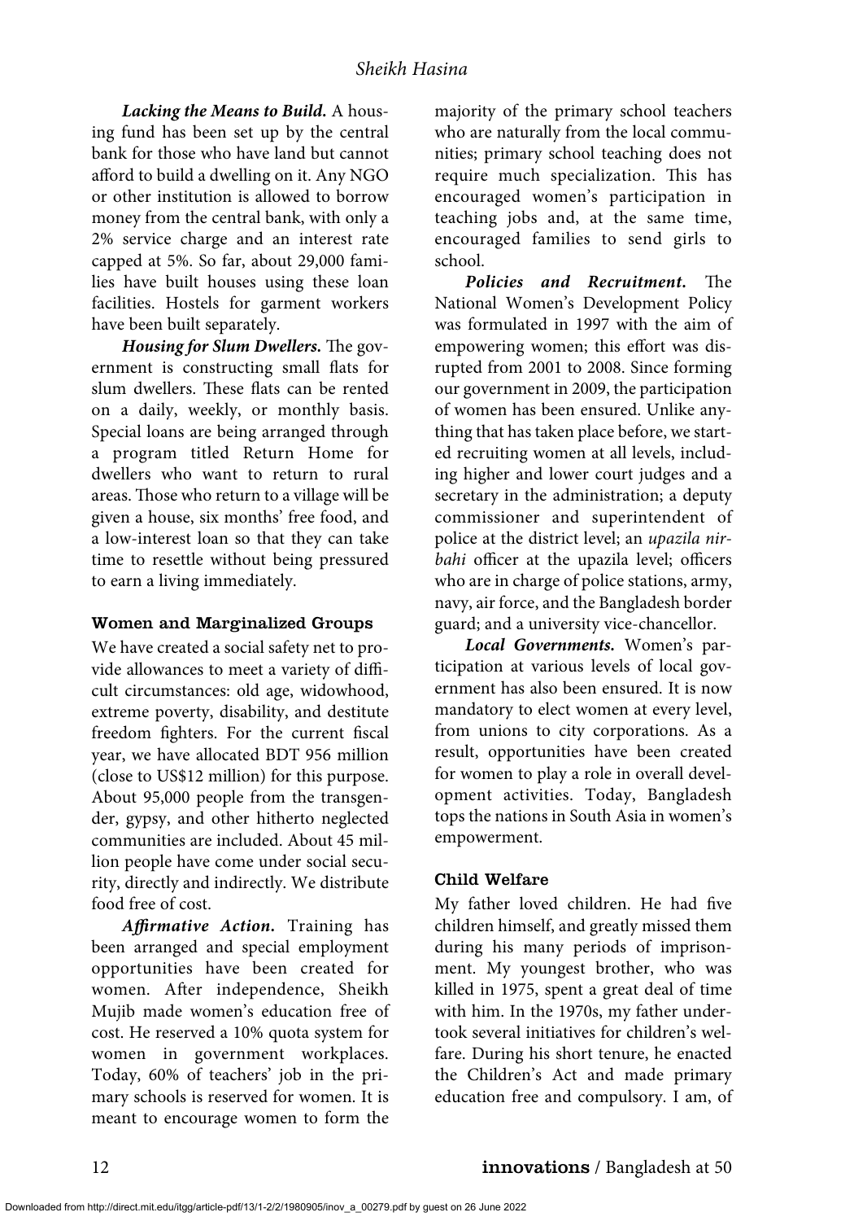***Lacking the Means to Build.*** A housing fund has been set up by the central bank for those who have land but cannot afford to build a dwelling on it. Any NGO or other institution is allowed to borrow money from the central bank, with only a 2% service charge and an interest rate capped at 5%. So far, about 29,000 families have built houses using these loan facilities. Hostels for garment workers have been built separately.

***Housing for Slum Dwellers.*** The government is constructing small flats for slum dwellers. These flats can be rented on a daily, weekly, or monthly basis. Special loans are being arranged through a program titled Return Home for dwellers who want to return to rural areas. Those who return to a village will be given a house, six months' free food, and a low-interest loan so that they can take time to resettle without being pressured to earn a living immediately.

### Women and Marginalized Groups

We have created a social safety net to provide allowances to meet a variety of difficult circumstances: old age, widowhood, extreme poverty, disability, and destitute freedom fighters. For the current fiscal year, we have allocated BDT 956 million (close to US$12 million) for this purpose. About 95,000 people from the transgender, gypsy, and other hitherto neglected communities are included. About 45 million people have come under social security, directly and indirectly. We distribute food free of cost.

***Affirmative Action.*** Training has been arranged and special employment opportunities have been created for women. After independence, Sheikh Mujib made women's education free of cost. He reserved a 10% quota system for women in government workplaces. Today, 60% of teachers' job in the primary schools is reserved for women. It is meant to encourage women to form the majority of the primary school teachers who are naturally from the local communities; primary school teaching does not require much specialization. This has encouraged women's participation in teaching jobs and, at the same time, encouraged families to send girls to school.

***Policies and Recruitment.*** The National Women's Development Policy was formulated in 1997 with the aim of empowering women; this effort was disrupted from 2001 to 2008. Since forming our government in 2009, the participation of women has been ensured. Unlike anything that has taken place before, we started recruiting women at all levels, including higher and lower court judges and a secretary in the administration; a deputy commissioner and superintendent of police at the district level; an *upazila nirbahi* officer at the upazila level; officers who are in charge of police stations, army, navy, air force, and the Bangladesh border guard; and a university vice-chancellor.

***Local Governments.*** Women's participation at various levels of local government has also been ensured. It is now mandatory to elect women at every level, from unions to city corporations. As a result, opportunities have been created for women to play a role in overall development activities. Today, Bangladesh tops the nations in South Asia in women's empowerment.

### Child Welfare

My father loved children. He had five children himself, and greatly missed them during his many periods of imprisonment. My youngest brother, who was killed in 1975, spent a great deal of time with him. In the 1970s, my father undertook several initiatives for children's welfare. During his short tenure, he enacted the Children's Act and made primary education free and compulsory. I am, of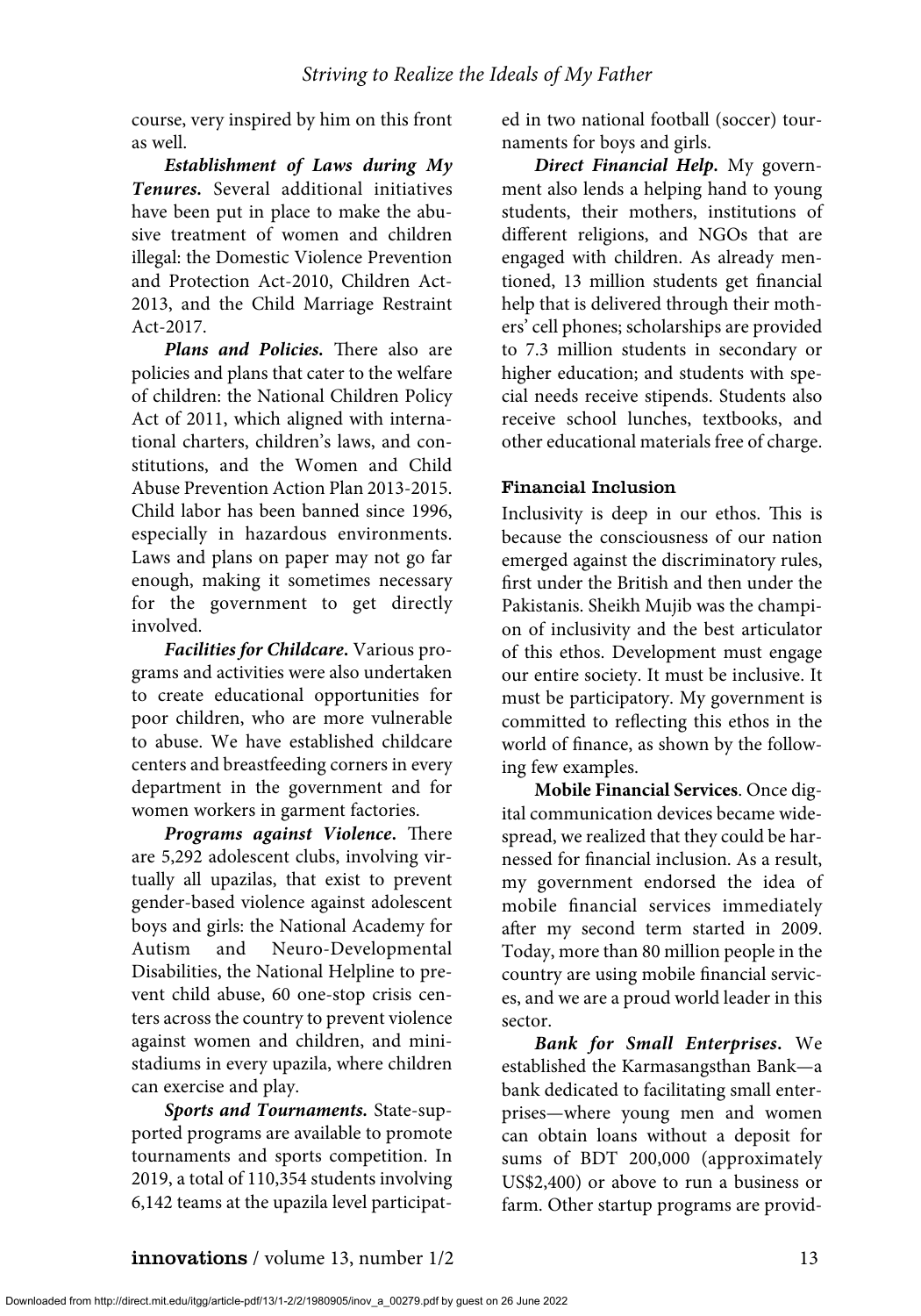course, very inspired by him on this front as well.

***Establishment of Laws during My Tenures.*** Several additional initiatives have been put in place to make the abusive treatment of women and children illegal: the Domestic Violence Prevention and Protection Act-2010, Children Act-2013, and the Child Marriage Restraint Act-2017.

***Plans and Policies.*** There also are policies and plans that cater to the welfare of children: the National Children Policy Act of 2011, which aligned with international charters, children's laws, and constitutions, and the Women and Child Abuse Prevention Action Plan 2013-2015. Child labor has been banned since 1996, especially in hazardous environments. Laws and plans on paper may not go far enough, making it sometimes necessary for the government to get directly involved.

***Facilities for Childcare.*** Various programs and activities were also undertaken to create educational opportunities for poor children, who are more vulnerable to abuse. We have established childcare centers and breastfeeding corners in every department in the government and for women workers in garment factories.

***Programs against Violence.*** There are 5,292 adolescent clubs, involving virtually all upazilas, that exist to prevent gender-based violence against adolescent boys and girls: the National Academy for Autism and Neuro-Developmental Disabilities, the National Helpline to prevent child abuse, 60 one-stop crisis centers across the country to prevent violence against women and children, and mini-stadiums in every upazila, where children can exercise and play.

***Sports and Tournaments.*** State-supported programs are available to promote tournaments and sports competition. In 2019, a total of 110,354 students involving 6,142 teams at the upazila level participated in two national football (soccer) tournaments for boys and girls.

***Direct Financial Help.*** My government also lends a helping hand to young students, their mothers, institutions of different religions, and NGOs that are engaged with children. As already mentioned, 13 million students get financial help that is delivered through their mothers' cell phones; scholarships are provided to 7.3 million students in secondary or higher education; and students with special needs receive stipends. Students also receive school lunches, textbooks, and other educational materials free of charge.

## Financial Inclusion

Inclusivity is deep in our ethos. This is because the consciousness of our nation emerged against the discriminatory rules, first under the British and then under the Pakistanis. Sheikh Mujib was the champion of inclusivity and the best articulator of this ethos. Development must engage our entire society. It must be inclusive. It must be participatory. My government is committed to reflecting this ethos in the world of finance, as shown by the following few examples.

**Mobile Financial Services**. Once digital communication devices became widespread, we realized that they could be harnessed for financial inclusion. As a result, my government endorsed the idea of mobile financial services immediately after my second term started in 2009. Today, more than 80 million people in the country are using mobile financial services, and we are a proud world leader in this sector.

***Bank for Small Enterprises.*** We established the Karmasangsthan Bank—a bank dedicated to facilitating small enterprises—where young men and women can obtain loans without a deposit for sums of BDT 200,000 (approximately US$2,400) or above to run a business or farm. Other startup programs are provid-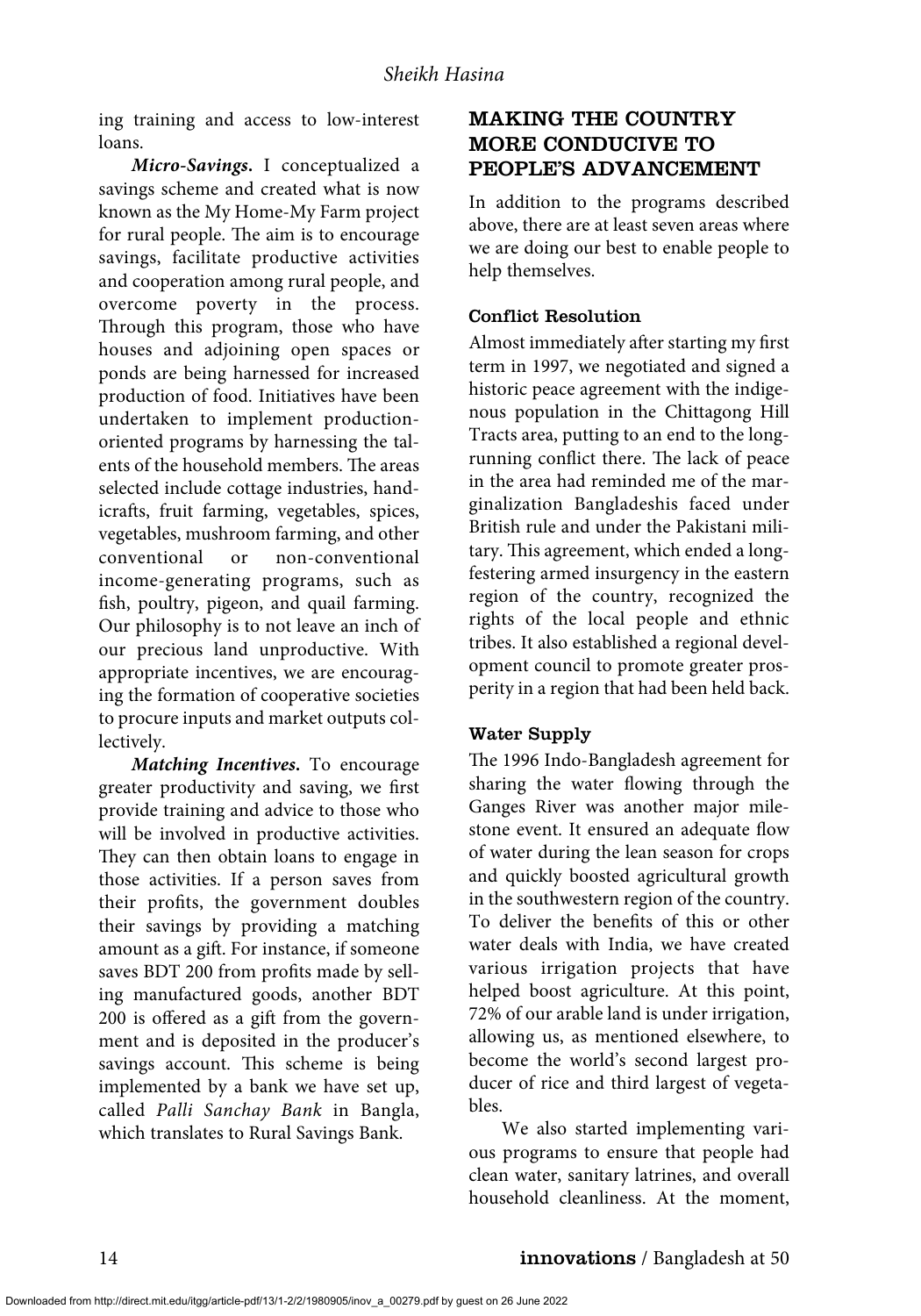ing training and access to low-interest loans.

***Micro-Savings.*** I conceptualized a savings scheme and created what is now known as the My Home-My Farm project for rural people. The aim is to encourage savings, facilitate productive activities and cooperation among rural people, and overcome poverty in the process. Through this program, those who have houses and adjoining open spaces or ponds are being harnessed for increased production of food. Initiatives have been undertaken to implement production-oriented programs by harnessing the talents of the household members. The areas selected include cottage industries, handicrafts, fruit farming, vegetables, spices, vegetables, mushroom farming, and other conventional or non-conventional income-generating programs, such as fish, poultry, pigeon, and quail farming. Our philosophy is to not leave an inch of our precious land unproductive. With appropriate incentives, we are encouraging the formation of cooperative societies to procure inputs and market outputs collectively.

***Matching Incentives.*** To encourage greater productivity and saving, we first provide training and advice to those who will be involved in productive activities. They can then obtain loans to engage in those activities. If a person saves from their profits, the government doubles their savings by providing a matching amount as a gift. For instance, if someone saves BDT 200 from profits made by selling manufactured goods, another BDT 200 is offered as a gift from the government and is deposited in the producer's savings account. This scheme is being implemented by a bank we have set up, called *Palli Sanchay Bank* in Bangla, which translates to Rural Savings Bank.

## MAKING THE COUNTRY MORE CONDUCIVE TO PEOPLE'S ADVANCEMENT

In addition to the programs described above, there are at least seven areas where we are doing our best to enable people to help themselves.

### Conflict Resolution

Almost immediately after starting my first term in 1997, we negotiated and signed a historic peace agreement with the indigenous population in the Chittagong Hill Tracts area, putting to an end to the long-running conflict there. The lack of peace in the area had reminded me of the marginalization Bangladeshis faced under British rule and under the Pakistani military. This agreement, which ended a long-festering armed insurgency in the eastern region of the country, recognized the rights of the local people and ethnic tribes. It also established a regional development council to promote greater prosperity in a region that had been held back.

### Water Supply

The 1996 Indo-Bangladesh agreement for sharing the water flowing through the Ganges River was another major milestone event. It ensured an adequate flow of water during the lean season for crops and quickly boosted agricultural growth in the southwestern region of the country. To deliver the benefits of this or other water deals with India, we have created various irrigation projects that have helped boost agriculture. At this point, 72% of our arable land is under irrigation, allowing us, as mentioned elsewhere, to become the world's second largest producer of rice and third largest of vegetables.

We also started implementing various programs to ensure that people had clean water, sanitary latrines, and overall household cleanliness. At the moment,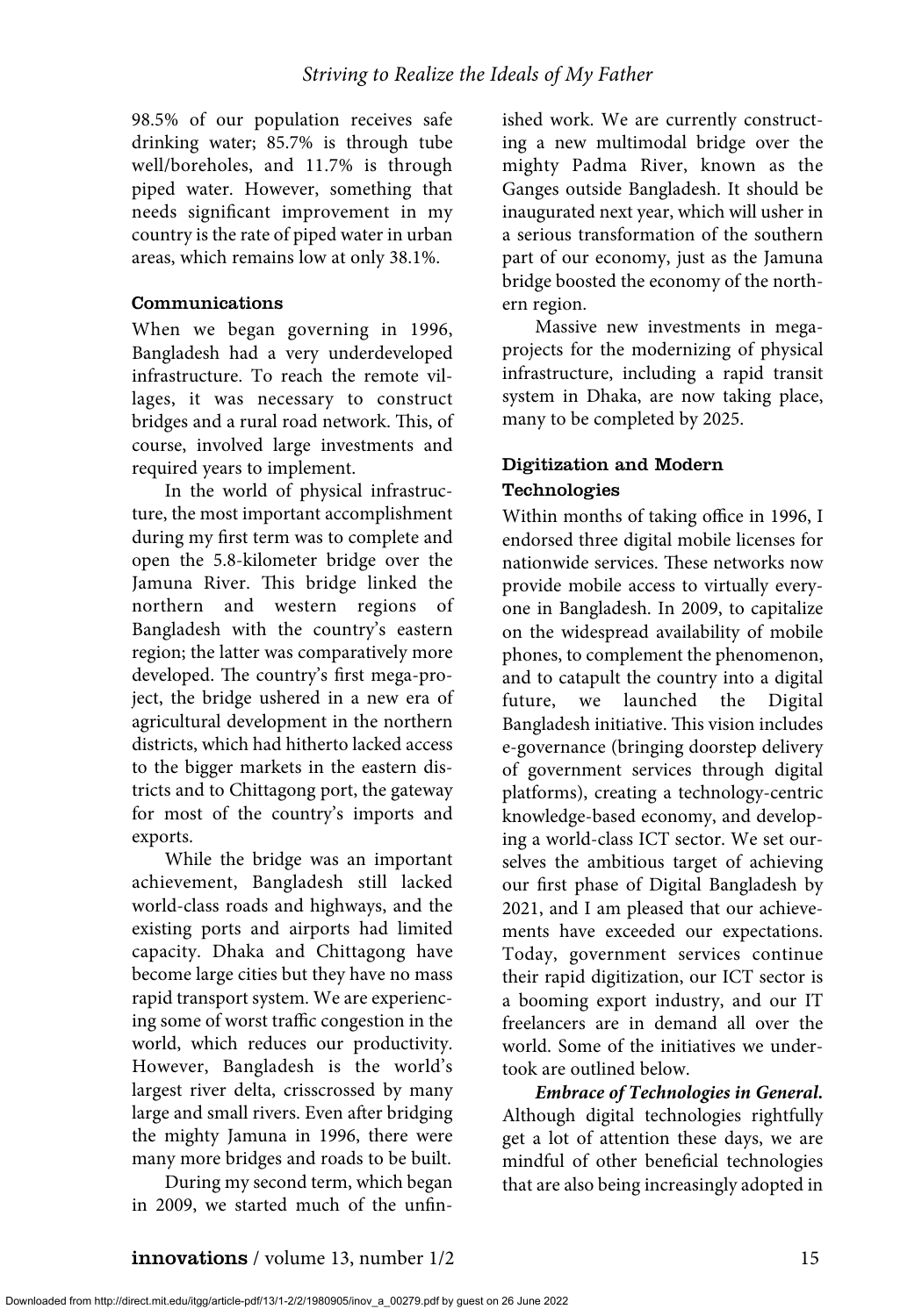98.5% of our population receives safe drinking water; 85.7% is through tube well/boreholes, and 11.7% is through piped water. However, something that needs significant improvement in my country is the rate of piped water in urban areas, which remains low at only 38.1%.

### Communications

When we began governing in 1996, Bangladesh had a very underdeveloped infrastructure. To reach the remote villages, it was necessary to construct bridges and a rural road network. This, of course, involved large investments and required years to implement.

In the world of physical infrastructure, the most important accomplishment during my first term was to complete and open the 5.8-kilometer bridge over the Jamuna River. This bridge linked the northern and western regions of Bangladesh with the country's eastern region; the latter was comparatively more developed. The country's first mega-project, the bridge ushered in a new era of agricultural development in the northern districts, which had hitherto lacked access to the bigger markets in the eastern districts and to Chittagong port, the gateway for most of the country's imports and exports.

While the bridge was an important achievement, Bangladesh still lacked world-class roads and highways, and the existing ports and airports had limited capacity. Dhaka and Chittagong have become large cities but they have no mass rapid transport system. We are experiencing some of worst traffic congestion in the world, which reduces our productivity. However, Bangladesh is the world's largest river delta, crisscrossed by many large and small rivers. Even after bridging the mighty Jamuna in 1996, there were many more bridges and roads to be built.

During my second term, which began in 2009, we started much of the unfinished work. We are currently constructing a new multimodal bridge over the mighty Padma River, known as the Ganges outside Bangladesh. It should be inaugurated next year, which will usher in a serious transformation of the southern part of our economy, just as the Jamuna bridge boosted the economy of the northern region.

Massive new investments in mega-projects for the modernizing of physical infrastructure, including a rapid transit system in Dhaka, are now taking place, many to be completed by 2025.

### Digitization and Modern Technologies

Within months of taking office in 1996, I endorsed three digital mobile licenses for nationwide services. These networks now provide mobile access to virtually everyone in Bangladesh. In 2009, to capitalize on the widespread availability of mobile phones, to complement the phenomenon, and to catapult the country into a digital future, we launched the Digital Bangladesh initiative. This vision includes e-governance (bringing doorstep delivery of government services through digital platforms), creating a technology-centric knowledge-based economy, and developing a world-class ICT sector. We set ourselves the ambitious target of achieving our first phase of Digital Bangladesh by 2021, and I am pleased that our achievements have exceeded our expectations. Today, government services continue their rapid digitization, our ICT sector is a booming export industry, and our IT freelancers are in demand all over the world. Some of the initiatives we undertook are outlined below.

***Embrace of Technologies in General.*** Although digital technologies rightfully get a lot of attention these days, we are mindful of other beneficial technologies that are also being increasingly adopted in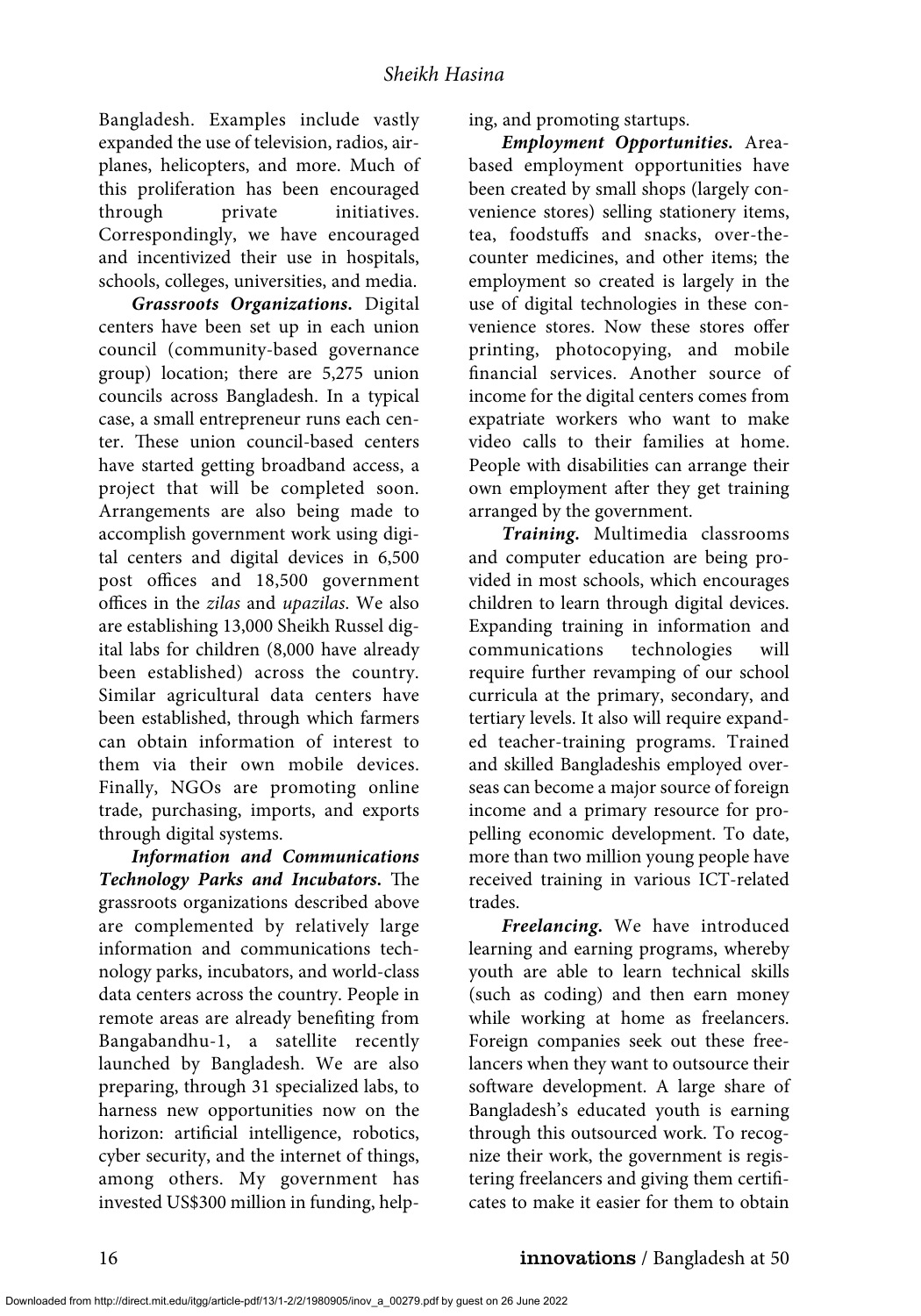Bangladesh. Examples include vastly expanded the use of television, radios, airplanes, helicopters, and more. Much of this proliferation has been encouraged through private initiatives. Correspondingly, we have encouraged and incentivized their use in hospitals, schools, colleges, universities, and media.

***Grassroots Organizations.*** Digital centers have been set up in each union council (community-based governance group) location; there are 5,275 union councils across Bangladesh. In a typical case, a small entrepreneur runs each center. These union council-based centers have started getting broadband access, a project that will be completed soon. Arrangements are also being made to accomplish government work using digital centers and digital devices in 6,500 post offices and 18,500 government offices in the *zilas* and *upazilas*. We also are establishing 13,000 Sheikh Russel digital labs for children (8,000 have already been established) across the country. Similar agricultural data centers have been established, through which farmers can obtain information of interest to them via their own mobile devices. Finally, NGOs are promoting online trade, purchasing, imports, and exports through digital systems.

***Information and Communications Technology Parks and Incubators.*** The grassroots organizations described above are complemented by relatively large information and communications technology parks, incubators, and world-class data centers across the country. People in remote areas are already benefiting from Bangabandhu-1, a satellite recently launched by Bangladesh. We are also preparing, through 31 specialized labs, to harness new opportunities now on the horizon: artificial intelligence, robotics, cyber security, and the internet of things, among others. My government has invested US$300 million in funding, helping, and promoting startups.

***Employment Opportunities.*** Area-based employment opportunities have been created by small shops (largely convenience stores) selling stationery items, tea, foodstuffs and snacks, over-the-counter medicines, and other items; the employment so created is largely in the use of digital technologies in these convenience stores. Now these stores offer printing, photocopying, and mobile financial services. Another source of income for the digital centers comes from expatriate workers who want to make video calls to their families at home. People with disabilities can arrange their own employment after they get training arranged by the government.

***Training.*** Multimedia classrooms and computer education are being provided in most schools, which encourages children to learn through digital devices. Expanding training in information and communications technologies will require further revamping of our school curricula at the primary, secondary, and tertiary levels. It also will require expanded teacher-training programs. Trained and skilled Bangladeshis employed overseas can become a major source of foreign income and a primary resource for propelling economic development. To date, more than two million young people have received training in various ICT-related trades.

***Freelancing.*** We have introduced learning and earning programs, whereby youth are able to learn technical skills (such as coding) and then earn money while working at home as freelancers. Foreign companies seek out these freelancers when they want to outsource their software development. A large share of Bangladesh's educated youth is earning through this outsourced work. To recognize their work, the government is registering freelancers and giving them certificates to make it easier for them to obtain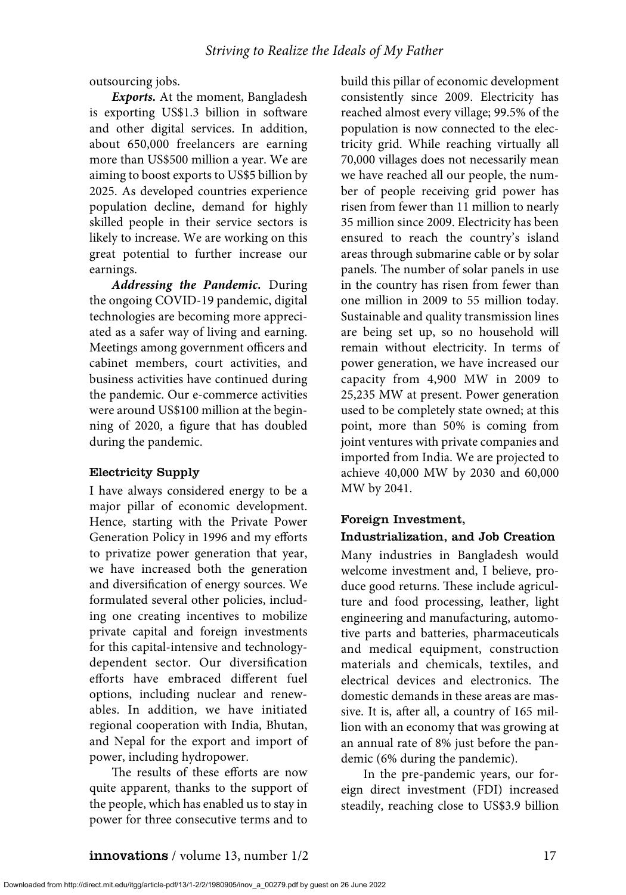outsourcing jobs.

***Exports.*** At the moment, Bangladesh is exporting US$1.3 billion in software and other digital services. In addition, about 650,000 freelancers are earning more than US$500 million a year. We are aiming to boost exports to US$5 billion by 2025. As developed countries experience population decline, demand for highly skilled people in their service sectors is likely to increase. We are working on this great potential to further increase our earnings.

***Addressing the Pandemic.*** During the ongoing COVID-19 pandemic, digital technologies are becoming more appreciated as a safer way of living and earning. Meetings among government officers and cabinet members, court activities, and business activities have continued during the pandemic. Our e-commerce activities were around US$100 million at the beginning of 2020, a figure that has doubled during the pandemic.

### Electricity Supply

I have always considered energy to be a major pillar of economic development. Hence, starting with the Private Power Generation Policy in 1996 and my efforts to privatize power generation that year, we have increased both the generation and diversification of energy sources. We formulated several other policies, including one creating incentives to mobilize private capital and foreign investments for this capital-intensive and technology-dependent sector. Our diversification efforts have embraced different fuel options, including nuclear and renewables. In addition, we have initiated regional cooperation with India, Bhutan, and Nepal for the export and import of power, including hydropower.

The results of these efforts are now quite apparent, thanks to the support of the people, which has enabled us to stay in power for three consecutive terms and to build this pillar of economic development consistently since 2009. Electricity has reached almost every village; 99.5% of the population is now connected to the electricity grid. While reaching virtually all 70,000 villages does not necessarily mean we have reached all our people, the number of people receiving grid power has risen from fewer than 11 million to nearly 35 million since 2009. Electricity has been ensured to reach the country's island areas through submarine cable or by solar panels. The number of solar panels in use in the country has risen from fewer than one million in 2009 to 55 million today. Sustainable and quality transmission lines are being set up, so no household will remain without electricity. In terms of power generation, we have increased our capacity from 4,900 MW in 2009 to 25,235 MW at present. Power generation used to be completely state owned; at this point, more than 50% is coming from joint ventures with private companies and imported from India. We are projected to achieve 40,000 MW by 2030 and 60,000 MW by 2041.

### Foreign Investment, Industrialization, and Job Creation

Many industries in Bangladesh would welcome investment and, I believe, produce good returns. These include agriculture and food processing, leather, light engineering and manufacturing, automotive parts and batteries, pharmaceuticals and medical equipment, construction materials and chemicals, textiles, and electrical devices and electronics. The domestic demands in these areas are massive. It is, after all, a country of 165 million with an economy that was growing at an annual rate of 8% just before the pandemic (6% during the pandemic).

In the pre-pandemic years, our foreign direct investment (FDI) increased steadily, reaching close to US$3.9 billion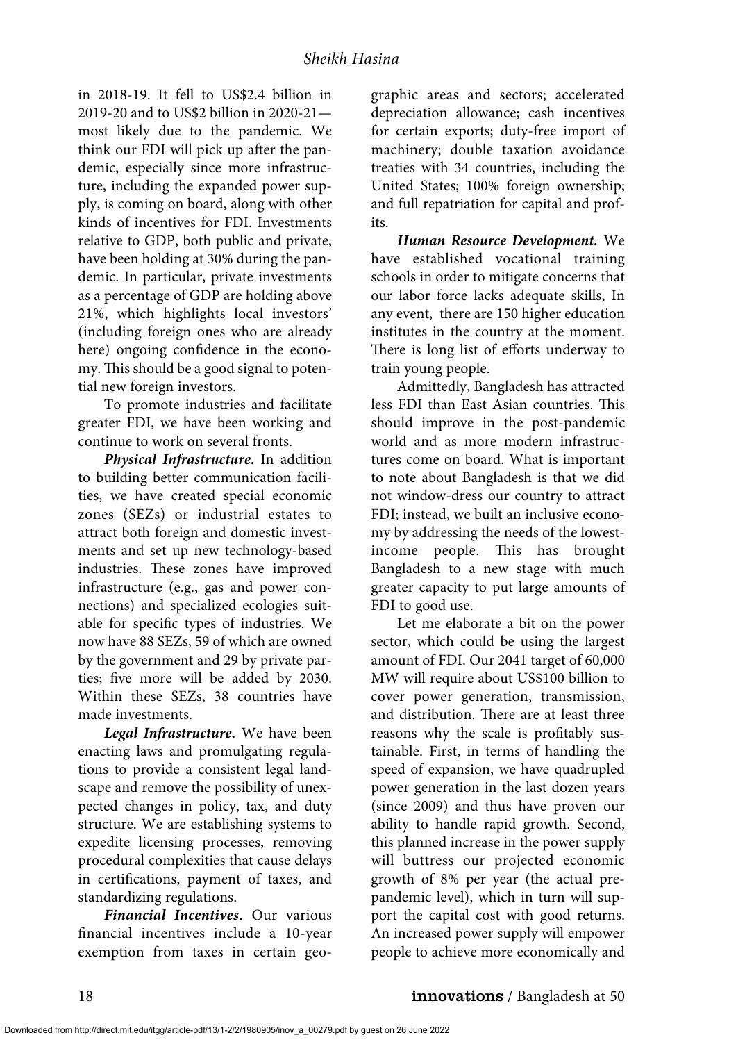in 2018-19. It fell to US$2.4 billion in 2019-20 and to US$2 billion in 2020-21—most likely due to the pandemic. We think our FDI will pick up after the pandemic, especially since more infrastructure, including the expanded power supply, is coming on board, along with other kinds of incentives for FDI. Investments relative to GDP, both public and private, have been holding at 30% during the pandemic. In particular, private investments as a percentage of GDP are holding above 21%, which highlights local investors' (including foreign ones who are already here) ongoing confidence in the economy. This should be a good signal to potential new foreign investors.

To promote industries and facilitate greater FDI, we have been working and continue to work on several fronts.

***Physical Infrastructure.*** In addition to building better communication facilities, we have created special economic zones (SEZs) or industrial estates to attract both foreign and domestic investments and set up new technology-based industries. These zones have improved infrastructure (e.g., gas and power connections) and specialized ecologies suitable for specific types of industries. We now have 88 SEZs, 59 of which are owned by the government and 29 by private parties; five more will be added by 2030. Within these SEZs, 38 countries have made investments.

***Legal Infrastructure.*** We have been enacting laws and promulgating regulations to provide a consistent legal landscape and remove the possibility of unexpected changes in policy, tax, and duty structure. We are establishing systems to expedite licensing processes, removing procedural complexities that cause delays in certifications, payment of taxes, and standardizing regulations.

***Financial Incentives.*** Our various financial incentives include a 10-year exemption from taxes in certain geographic areas and sectors; accelerated depreciation allowance; cash incentives for certain exports; duty-free import of machinery; double taxation avoidance treaties with 34 countries, including the United States; 100% foreign ownership; and full repatriation for capital and profits.

***Human Resource Development.*** We have established vocational training schools in order to mitigate concerns that our labor force lacks adequate skills, In any event, there are 150 higher education institutes in the country at the moment. There is long list of efforts underway to train young people.

Admittedly, Bangladesh has attracted less FDI than East Asian countries. This should improve in the post-pandemic world and as more modern infrastructures come on board. What is important to note about Bangladesh is that we did not window-dress our country to attract FDI; instead, we built an inclusive economy by addressing the needs of the lowest-income people. This has brought Bangladesh to a new stage with much greater capacity to put large amounts of FDI to good use.

Let me elaborate a bit on the power sector, which could be using the largest amount of FDI. Our 2041 target of 60,000 MW will require about US$100 billion to cover power generation, transmission, and distribution. There are at least three reasons why the scale is profitably sustainable. First, in terms of handling the speed of expansion, we have quadrupled power generation in the last dozen years (since 2009) and thus have proven our ability to handle rapid growth. Second, this planned increase in the power supply will buttress our projected economic growth of 8% per year (the actual pre-pandemic level), which in turn will support the capital cost with good returns. An increased power supply will empower people to achieve more economically and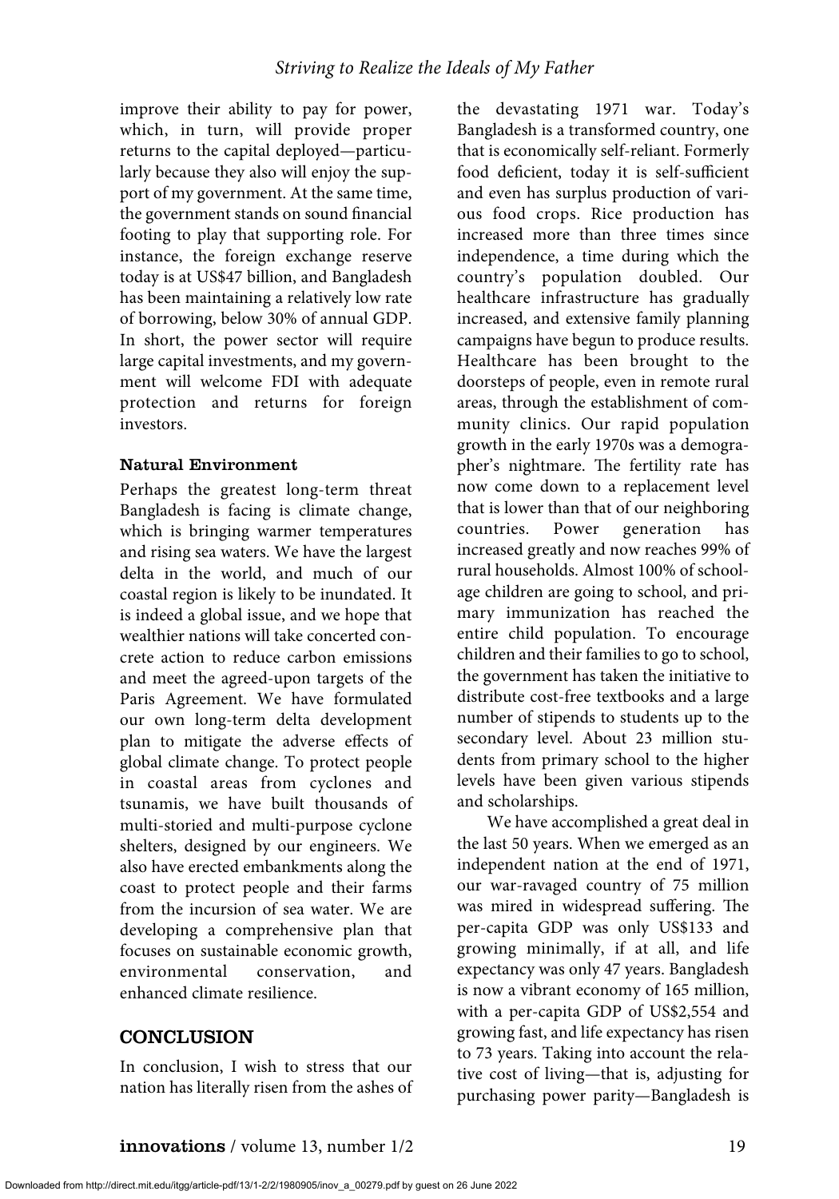improve their ability to pay for power, which, in turn, will provide proper returns to the capital deployed—particularly because they also will enjoy the support of my government. At the same time, the government stands on sound financial footing to play that supporting role. For instance, the foreign exchange reserve today is at US$47 billion, and Bangladesh has been maintaining a relatively low rate of borrowing, below 30% of annual GDP. In short, the power sector will require large capital investments, and my government will welcome FDI with adequate protection and returns for foreign investors.

### Natural Environment

Perhaps the greatest long-term threat Bangladesh is facing is climate change, which is bringing warmer temperatures and rising sea waters. We have the largest delta in the world, and much of our coastal region is likely to be inundated. It is indeed a global issue, and we hope that wealthier nations will take concerted concrete action to reduce carbon emissions and meet the agreed-upon targets of the Paris Agreement. We have formulated our own long-term delta development plan to mitigate the adverse effects of global climate change. To protect people in coastal areas from cyclones and tsunamis, we have built thousands of multi-storied and multi-purpose cyclone shelters, designed by our engineers. We also have erected embankments along the coast to protect people and their farms from the incursion of sea water. We are developing a comprehensive plan that focuses on sustainable economic growth, environmental conservation, and enhanced climate resilience.

## CONCLUSION

In conclusion, I wish to stress that our nation has literally risen from the ashes of the devastating 1971 war. Today's Bangladesh is a transformed country, one that is economically self-reliant. Formerly food deficient, today it is self-sufficient and even has surplus production of various food crops. Rice production has increased more than three times since independence, a time during which the country's population doubled. Our healthcare infrastructure has gradually increased, and extensive family planning campaigns have begun to produce results. Healthcare has been brought to the doorsteps of people, even in remote rural areas, through the establishment of community clinics. Our rapid population growth in the early 1970s was a demographer's nightmare. The fertility rate has now come down to a replacement level that is lower than that of our neighboring countries. Power generation has increased greatly and now reaches 99% of rural households. Almost 100% of school-age children are going to school, and primary immunization has reached the entire child population. To encourage children and their families to go to school, the government has taken the initiative to distribute cost-free textbooks and a large number of stipends to students up to the secondary level. About 23 million students from primary school to the higher levels have been given various stipends and scholarships.

We have accomplished a great deal in the last 50 years. When we emerged as an independent nation at the end of 1971, our war-ravaged country of 75 million was mired in widespread suffering. The per-capita GDP was only US$133 and growing minimally, if at all, and life expectancy was only 47 years. Bangladesh is now a vibrant economy of 165 million, with a per-capita GDP of US$2,554 and growing fast, and life expectancy has risen to 73 years. Taking into account the relative cost of living—that is, adjusting for purchasing power parity—Bangladesh is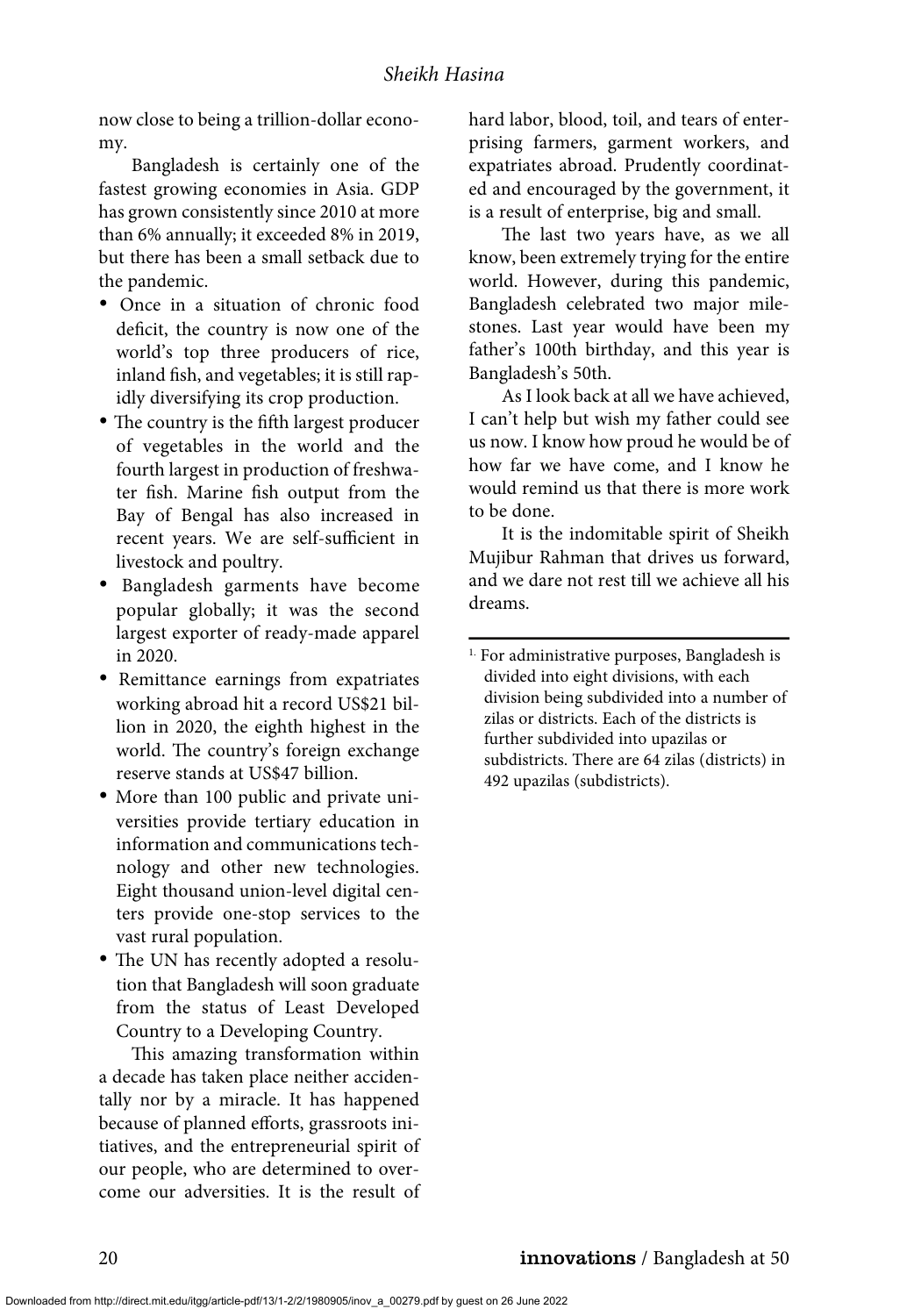now close to being a trillion-dollar economy.

Bangladesh is certainly one of the fastest growing economies in Asia. GDP has grown consistently since 2010 at more than 6% annually; it exceeded 8% in 2019, but there has been a small setback due to the pandemic.

- Once in a situation of chronic food deficit, the country is now one of the world's top three producers of rice, inland fish, and vegetables; it is still rapidly diversifying its crop production.
- The country is the fifth largest producer of vegetables in the world and the fourth largest in production of freshwater fish. Marine fish output from the Bay of Bengal has also increased in recent years. We are self-sufficient in livestock and poultry.
- Bangladesh garments have become popular globally; it was the second largest exporter of ready-made apparel in 2020.
- Remittance earnings from expatriates working abroad hit a record US$21 billion in 2020, the eighth highest in the world. The country's foreign exchange reserve stands at US$47 billion.
- More than 100 public and private universities provide tertiary education in information and communications technology and other new technologies. Eight thousand union-level digital centers provide one-stop services to the vast rural population.
- The UN has recently adopted a resolution that Bangladesh will soon graduate from the status of Least Developed Country to a Developing Country.

This amazing transformation within a decade has taken place neither accidentally nor by a miracle. It has happened because of planned efforts, grassroots initiatives, and the entrepreneurial spirit of our people, who are determined to overcome our adversities. It is the result of hard labor, blood, toil, and tears of enterprising farmers, garment workers, and expatriates abroad. Prudently coordinated and encouraged by the government, it is a result of enterprise, big and small.

The last two years have, as we all know, been extremely trying for the entire world. However, during this pandemic, Bangladesh celebrated two major milestones. Last year would have been my father's 100th birthday, and this year is Bangladesh's 50th.

As I look back at all we have achieved, I can't help but wish my father could see us now. I know how proud he would be of how far we have come, and I know he would remind us that there is more work to be done.

It is the indomitable spirit of Sheikh Mujibur Rahman that drives us forward, and we dare not rest till we achieve all his dreams.

---

[1] For administrative purposes, Bangladesh is divided into eight divisions, with each division being subdivided into a number of zilas or districts. Each of the districts is further subdivided into upazilas or subdistricts. There are 64 zilas (districts) in 492 upazilas (subdistricts).